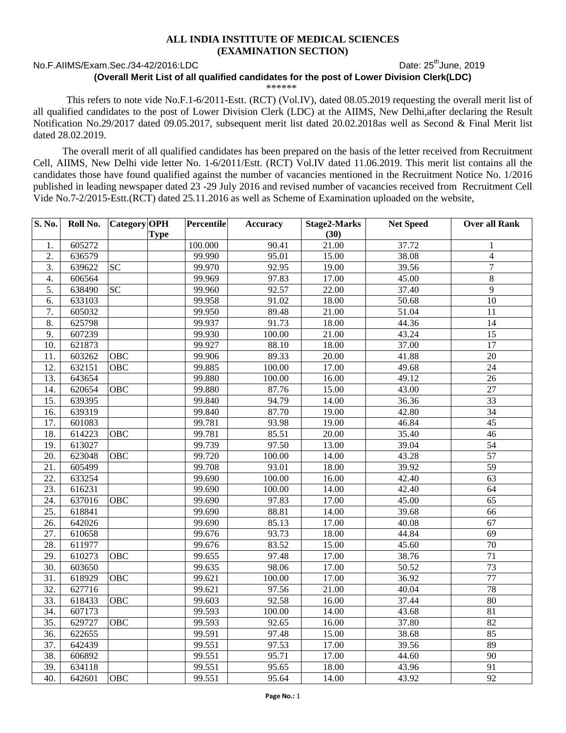**ALL INDIA INSTITUTE OF MEDICAL SCIENCES**
**(EXAMINATION SECTION)**

No.F.AIIMS/Exam.Sec./34-42/2016:LDC Date: 25th June, 2019

**(Overall Merit List of all qualified candidates for the post of Lower Division Clerk(LDC)**

\*\*\*\*\*\*

This refers to note vide No.F.1-6/2011-Estt. (RCT) (Vol.IV), dated 08.05.2019 requesting the overall merit list of all qualified candidates to the post of Lower Division Clerk (LDC) at the AIIMS, New Delhi,after declaring the Result Notification No.29/2017 dated 09.05.2017, subsequent merit list dated 20.02.2018as well as Second & Final Merit list dated 28.02.2019.

The overall merit of all qualified candidates has been prepared on the basis of the letter received from Recruitment Cell, AIIMS, New Delhi vide letter No. 1-6/2011/Estt. (RCT) Vol.IV dated 11.06.2019. This merit list contains all the candidates those have found qualified against the number of vacancies mentioned in the Recruitment Notice No. 1/2016 published in leading newspaper dated 23 -29 July 2016 and revised number of vacancies received from Recruitment Cell Vide No.7-2/2015-Estt.(RCT) dated 25.11.2016 as well as Scheme of Examination uploaded on the website,

| S. No. | Roll No. | Category | OPH Type | Percentile | Accuracy | Stage2-Marks (30) | Net Speed | Over all Rank |
|---|---|---|---|---|---|---|---|---|
| 1. | 605272 | | | 100.000 | 90.41 | 21.00 | 37.72 | 1 |
| 2. | 636579 | | | 99.990 | 95.01 | 15.00 | 38.08 | 4 |
| 3. | 639622 | SC | | 99.970 | 92.95 | 19.00 | 39.56 | 7 |
| 4. | 606564 | | | 99.969 | 97.83 | 17.00 | 45.00 | 8 |
| 5. | 638490 | SC | | 99.960 | 92.57 | 22.00 | 37.40 | 9 |
| 6. | 633103 | | | 99.958 | 91.02 | 18.00 | 50.68 | 10 |
| 7. | 605032 | | | 99.950 | 89.48 | 21.00 | 51.04 | 11 |
| 8. | 625798 | | | 99.937 | 91.73 | 18.00 | 44.36 | 14 |
| 9. | 607239 | | | 99.930 | 100.00 | 21.00 | 43.24 | 15 |
| 10. | 621873 | | | 99.927 | 88.10 | 18.00 | 37.00 | 17 |
| 11. | 603262 | OBC | | 99.906 | 89.33 | 20.00 | 41.88 | 20 |
| 12. | 632151 | OBC | | 99.885 | 100.00 | 17.00 | 49.68 | 24 |
| 13. | 643654 | | | 99.880 | 100.00 | 16.00 | 49.12 | 26 |
| 14. | 620654 | OBC | | 99.880 | 87.76 | 15.00 | 43.00 | 27 |
| 15. | 639395 | | | 99.840 | 94.79 | 14.00 | 36.36 | 33 |
| 16. | 639319 | | | 99.840 | 87.70 | 19.00 | 42.80 | 34 |
| 17. | 601083 | | | 99.781 | 93.98 | 19.00 | 46.84 | 45 |
| 18. | 614223 | OBC | | 99.781 | 85.51 | 20.00 | 35.40 | 46 |
| 19. | 613027 | | | 99.739 | 97.50 | 13.00 | 39.04 | 54 |
| 20. | 623048 | OBC | | 99.720 | 100.00 | 14.00 | 43.28 | 57 |
| 21. | 605499 | | | 99.708 | 93.01 | 18.00 | 39.92 | 59 |
| 22. | 633254 | | | 99.690 | 100.00 | 16.00 | 42.40 | 63 |
| 23. | 616231 | | | 99.690 | 100.00 | 14.00 | 42.40 | 64 |
| 24. | 637016 | OBC | | 99.690 | 97.83 | 17.00 | 45.00 | 65 |
| 25. | 618841 | | | 99.690 | 88.81 | 14.00 | 39.68 | 66 |
| 26. | 642026 | | | 99.690 | 85.13 | 17.00 | 40.08 | 67 |
| 27. | 610658 | | | 99.676 | 93.73 | 18.00 | 44.84 | 69 |
| 28. | 611977 | | | 99.676 | 83.52 | 15.00 | 45.60 | 70 |
| 29. | 610273 | OBC | | 99.655 | 97.48 | 17.00 | 38.76 | 71 |
| 30. | 603650 | | | 99.635 | 98.06 | 17.00 | 50.52 | 73 |
| 31. | 618929 | OBC | | 99.621 | 100.00 | 17.00 | 36.92 | 77 |
| 32. | 627716 | | | 99.621 | 97.56 | 21.00 | 40.04 | 78 |
| 33. | 618433 | OBC | | 99.603 | 92.58 | 16.00 | 37.44 | 80 |
| 34. | 607173 | | | 99.593 | 100.00 | 14.00 | 43.68 | 81 |
| 35. | 629727 | OBC | | 99.593 | 92.65 | 16.00 | 37.80 | 82 |
| 36. | 622655 | | | 99.591 | 97.48 | 15.00 | 38.68 | 85 |
| 37. | 642439 | | | 99.551 | 97.53 | 17.00 | 39.56 | 89 |
| 38. | 606892 | | | 99.551 | 95.71 | 17.00 | 44.60 | 90 |
| 39. | 634118 | | | 99.551 | 95.65 | 18.00 | 43.96 | 91 |
| 40. | 642601 | OBC | | 99.551 | 95.64 | 14.00 | 43.92 | 92 |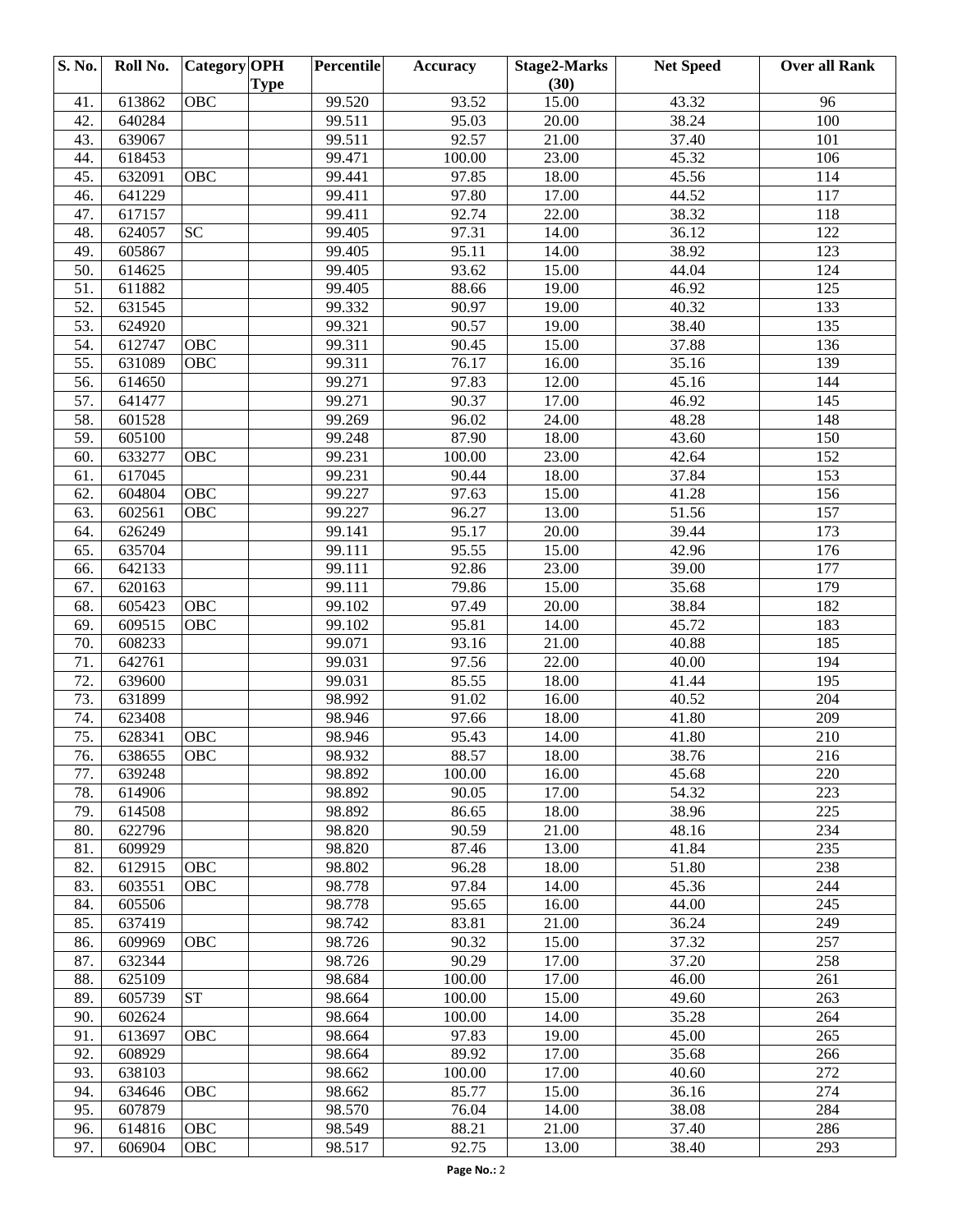| S. No. | Roll No. | Category | OPH Type | Percentile | Accuracy | Stage2-Marks (30) | Net Speed | Over all Rank |
|---|---|---|---|---|---|---|---|---|
| 41. | 613862 | OBC | | 99.520 | 93.52 | 15.00 | 43.32 | 96 |
| 42. | 640284 | | | 99.511 | 95.03 | 20.00 | 38.24 | 100 |
| 43. | 639067 | | | 99.511 | 92.57 | 21.00 | 37.40 | 101 |
| 44. | 618453 | | | 99.471 | 100.00 | 23.00 | 45.32 | 106 |
| 45. | 632091 | OBC | | 99.441 | 97.85 | 18.00 | 45.56 | 114 |
| 46. | 641229 | | | 99.411 | 97.80 | 17.00 | 44.52 | 117 |
| 47. | 617157 | | | 99.411 | 92.74 | 22.00 | 38.32 | 118 |
| 48. | 624057 | SC | | 99.405 | 97.31 | 14.00 | 36.12 | 122 |
| 49. | 605867 | | | 99.405 | 95.11 | 14.00 | 38.92 | 123 |
| 50. | 614625 | | | 99.405 | 93.62 | 15.00 | 44.04 | 124 |
| 51. | 611882 | | | 99.405 | 88.66 | 19.00 | 46.92 | 125 |
| 52. | 631545 | | | 99.332 | 90.97 | 19.00 | 40.32 | 133 |
| 53. | 624920 | | | 99.321 | 90.57 | 19.00 | 38.40 | 135 |
| 54. | 612747 | OBC | | 99.311 | 90.45 | 15.00 | 37.88 | 136 |
| 55. | 631089 | OBC | | 99.311 | 76.17 | 16.00 | 35.16 | 139 |
| 56. | 614650 | | | 99.271 | 97.83 | 12.00 | 45.16 | 144 |
| 57. | 641477 | | | 99.271 | 90.37 | 17.00 | 46.92 | 145 |
| 58. | 601528 | | | 99.269 | 96.02 | 24.00 | 48.28 | 148 |
| 59. | 605100 | | | 99.248 | 87.90 | 18.00 | 43.60 | 150 |
| 60. | 633277 | OBC | | 99.231 | 100.00 | 23.00 | 42.64 | 152 |
| 61. | 617045 | | | 99.231 | 90.44 | 18.00 | 37.84 | 153 |
| 62. | 604804 | OBC | | 99.227 | 97.63 | 15.00 | 41.28 | 156 |
| 63. | 602561 | OBC | | 99.227 | 96.27 | 13.00 | 51.56 | 157 |
| 64. | 626249 | | | 99.141 | 95.17 | 20.00 | 39.44 | 173 |
| 65. | 635704 | | | 99.111 | 95.55 | 15.00 | 42.96 | 176 |
| 66. | 642133 | | | 99.111 | 92.86 | 23.00 | 39.00 | 177 |
| 67. | 620163 | | | 99.111 | 79.86 | 15.00 | 35.68 | 179 |
| 68. | 605423 | OBC | | 99.102 | 97.49 | 20.00 | 38.84 | 182 |
| 69. | 609515 | OBC | | 99.102 | 95.81 | 14.00 | 45.72 | 183 |
| 70. | 608233 | | | 99.071 | 93.16 | 21.00 | 40.88 | 185 |
| 71. | 642761 | | | 99.031 | 97.56 | 22.00 | 40.00 | 194 |
| 72. | 639600 | | | 99.031 | 85.55 | 18.00 | 41.44 | 195 |
| 73. | 631899 | | | 98.992 | 91.02 | 16.00 | 40.52 | 204 |
| 74. | 623408 | | | 98.946 | 97.66 | 18.00 | 41.80 | 209 |
| 75. | 628341 | OBC | | 98.946 | 95.43 | 14.00 | 41.80 | 210 |
| 76. | 638655 | OBC | | 98.932 | 88.57 | 18.00 | 38.76 | 216 |
| 77. | 639248 | | | 98.892 | 100.00 | 16.00 | 45.68 | 220 |
| 78. | 614906 | | | 98.892 | 90.05 | 17.00 | 54.32 | 223 |
| 79. | 614508 | | | 98.892 | 86.65 | 18.00 | 38.96 | 225 |
| 80. | 622796 | | | 98.820 | 90.59 | 21.00 | 48.16 | 234 |
| 81. | 609929 | | | 98.820 | 87.46 | 13.00 | 41.84 | 235 |
| 82. | 612915 | OBC | | 98.802 | 96.28 | 18.00 | 51.80 | 238 |
| 83. | 603551 | OBC | | 98.778 | 97.84 | 14.00 | 45.36 | 244 |
| 84. | 605506 | | | 98.778 | 95.65 | 16.00 | 44.00 | 245 |
| 85. | 637419 | | | 98.742 | 83.81 | 21.00 | 36.24 | 249 |
| 86. | 609969 | OBC | | 98.726 | 90.32 | 15.00 | 37.32 | 257 |
| 87. | 632344 | | | 98.726 | 90.29 | 17.00 | 37.20 | 258 |
| 88. | 625109 | | | 98.684 | 100.00 | 17.00 | 46.00 | 261 |
| 89. | 605739 | ST | | 98.664 | 100.00 | 15.00 | 49.60 | 263 |
| 90. | 602624 | | | 98.664 | 100.00 | 14.00 | 35.28 | 264 |
| 91. | 613697 | OBC | | 98.664 | 97.83 | 19.00 | 45.00 | 265 |
| 92. | 608929 | | | 98.664 | 89.92 | 17.00 | 35.68 | 266 |
| 93. | 638103 | | | 98.662 | 100.00 | 17.00 | 40.60 | 272 |
| 94. | 634646 | OBC | | 98.662 | 85.77 | 15.00 | 36.16 | 274 |
| 95. | 607879 | | | 98.570 | 76.04 | 14.00 | 38.08 | 284 |
| 96. | 614816 | OBC | | 98.549 | 88.21 | 21.00 | 37.40 | 286 |
| 97. | 606904 | OBC | | 98.517 | 92.75 | 13.00 | 38.40 | 293 |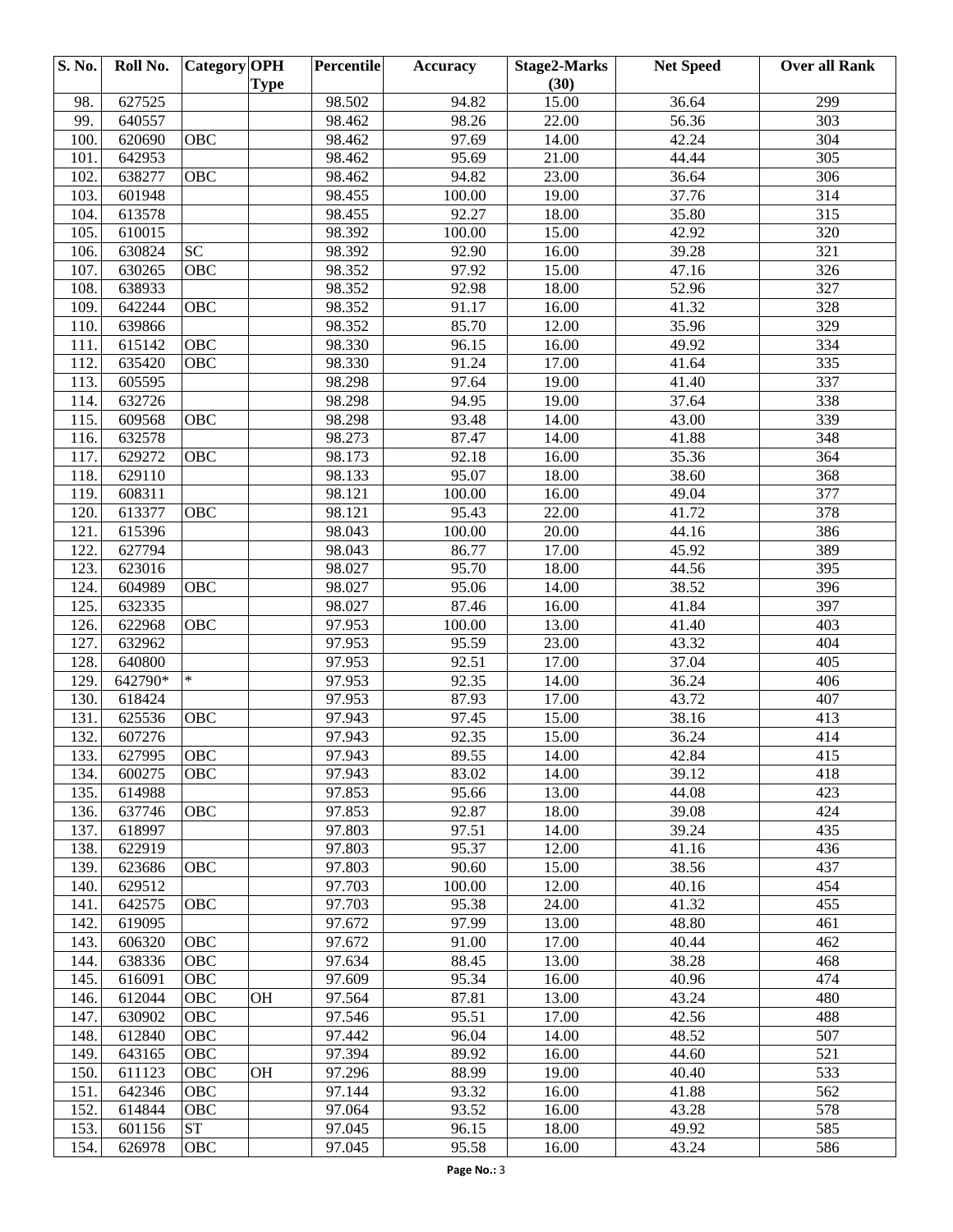| S. No. | Roll No. | Category | OPH Type | Percentile | Accuracy | Stage2-Marks (30) | Net Speed | Over all Rank |
|---|---|---|---|---|---|---|---|---|
| 98. | 627525 | | | 98.502 | 94.82 | 15.00 | 36.64 | 299 |
| 99. | 640557 | | | 98.462 | 98.26 | 22.00 | 56.36 | 303 |
| 100. | 620690 | OBC | | 98.462 | 97.69 | 14.00 | 42.24 | 304 |
| 101. | 642953 | | | 98.462 | 95.69 | 21.00 | 44.44 | 305 |
| 102. | 638277 | OBC | | 98.462 | 94.82 | 23.00 | 36.64 | 306 |
| 103. | 601948 | | | 98.455 | 100.00 | 19.00 | 37.76 | 314 |
| 104. | 613578 | | | 98.455 | 92.27 | 18.00 | 35.80 | 315 |
| 105. | 610015 | | | 98.392 | 100.00 | 15.00 | 42.92 | 320 |
| 106. | 630824 | SC | | 98.392 | 92.90 | 16.00 | 39.28 | 321 |
| 107. | 630265 | OBC | | 98.352 | 97.92 | 15.00 | 47.16 | 326 |
| 108. | 638933 | | | 98.352 | 92.98 | 18.00 | 52.96 | 327 |
| 109. | 642244 | OBC | | 98.352 | 91.17 | 16.00 | 41.32 | 328 |
| 110. | 639866 | | | 98.352 | 85.70 | 12.00 | 35.96 | 329 |
| 111. | 615142 | OBC | | 98.330 | 96.15 | 16.00 | 49.92 | 334 |
| 112. | 635420 | OBC | | 98.330 | 91.24 | 17.00 | 41.64 | 335 |
| 113. | 605595 | | | 98.298 | 97.64 | 19.00 | 41.40 | 337 |
| 114. | 632726 | | | 98.298 | 94.95 | 19.00 | 37.64 | 338 |
| 115. | 609568 | OBC | | 98.298 | 93.48 | 14.00 | 43.00 | 339 |
| 116. | 632578 | | | 98.273 | 87.47 | 14.00 | 41.88 | 348 |
| 117. | 629272 | OBC | | 98.173 | 92.18 | 16.00 | 35.36 | 364 |
| 118. | 629110 | | | 98.133 | 95.07 | 18.00 | 38.60 | 368 |
| 119. | 608311 | | | 98.121 | 100.00 | 16.00 | 49.04 | 377 |
| 120. | 613377 | OBC | | 98.121 | 95.43 | 22.00 | 41.72 | 378 |
| 121. | 615396 | | | 98.043 | 100.00 | 20.00 | 44.16 | 386 |
| 122. | 627794 | | | 98.043 | 86.77 | 17.00 | 45.92 | 389 |
| 123. | 623016 | | | 98.027 | 95.70 | 18.00 | 44.56 | 395 |
| 124. | 604989 | OBC | | 98.027 | 95.06 | 14.00 | 38.52 | 396 |
| 125. | 632335 | | | 98.027 | 87.46 | 16.00 | 41.84 | 397 |
| 126. | 622968 | OBC | | 97.953 | 100.00 | 13.00 | 41.40 | 403 |
| 127. | 632962 | | | 97.953 | 95.59 | 23.00 | 43.32 | 404 |
| 128. | 640800 | | | 97.953 | 92.51 | 17.00 | 37.04 | 405 |
| 129. | 642790* | * | | 97.953 | 92.35 | 14.00 | 36.24 | 406 |
| 130. | 618424 | | | 97.953 | 87.93 | 17.00 | 43.72 | 407 |
| 131. | 625536 | OBC | | 97.943 | 97.45 | 15.00 | 38.16 | 413 |
| 132. | 607276 | | | 97.943 | 92.35 | 15.00 | 36.24 | 414 |
| 133. | 627995 | OBC | | 97.943 | 89.55 | 14.00 | 42.84 | 415 |
| 134. | 600275 | OBC | | 97.943 | 83.02 | 14.00 | 39.12 | 418 |
| 135. | 614988 | | | 97.853 | 95.66 | 13.00 | 44.08 | 423 |
| 136. | 637746 | OBC | | 97.853 | 92.87 | 18.00 | 39.08 | 424 |
| 137. | 618997 | | | 97.803 | 97.51 | 14.00 | 39.24 | 435 |
| 138. | 622919 | | | 97.803 | 95.37 | 12.00 | 41.16 | 436 |
| 139. | 623686 | OBC | | 97.803 | 90.60 | 15.00 | 38.56 | 437 |
| 140. | 629512 | | | 97.703 | 100.00 | 12.00 | 40.16 | 454 |
| 141. | 642575 | OBC | | 97.703 | 95.38 | 24.00 | 41.32 | 455 |
| 142. | 619095 | | | 97.672 | 97.99 | 13.00 | 48.80 | 461 |
| 143. | 606320 | OBC | | 97.672 | 91.00 | 17.00 | 40.44 | 462 |
| 144. | 638336 | OBC | | 97.634 | 88.45 | 13.00 | 38.28 | 468 |
| 145. | 616091 | OBC | | 97.609 | 95.34 | 16.00 | 40.96 | 474 |
| 146. | 612044 | OBC | OH | 97.564 | 87.81 | 13.00 | 43.24 | 480 |
| 147. | 630902 | OBC | | 97.546 | 95.51 | 17.00 | 42.56 | 488 |
| 148. | 612840 | OBC | | 97.442 | 96.04 | 14.00 | 48.52 | 507 |
| 149. | 643165 | OBC | | 97.394 | 89.92 | 16.00 | 44.60 | 521 |
| 150. | 611123 | OBC | OH | 97.296 | 88.99 | 19.00 | 40.40 | 533 |
| 151. | 642346 | OBC | | 97.144 | 93.32 | 16.00 | 41.88 | 562 |
| 152. | 614844 | OBC | | 97.064 | 93.52 | 16.00 | 43.28 | 578 |
| 153. | 601156 | ST | | 97.045 | 96.15 | 18.00 | 49.92 | 585 |
| 154. | 626978 | OBC | | 97.045 | 95.58 | 16.00 | 43.24 | 586 |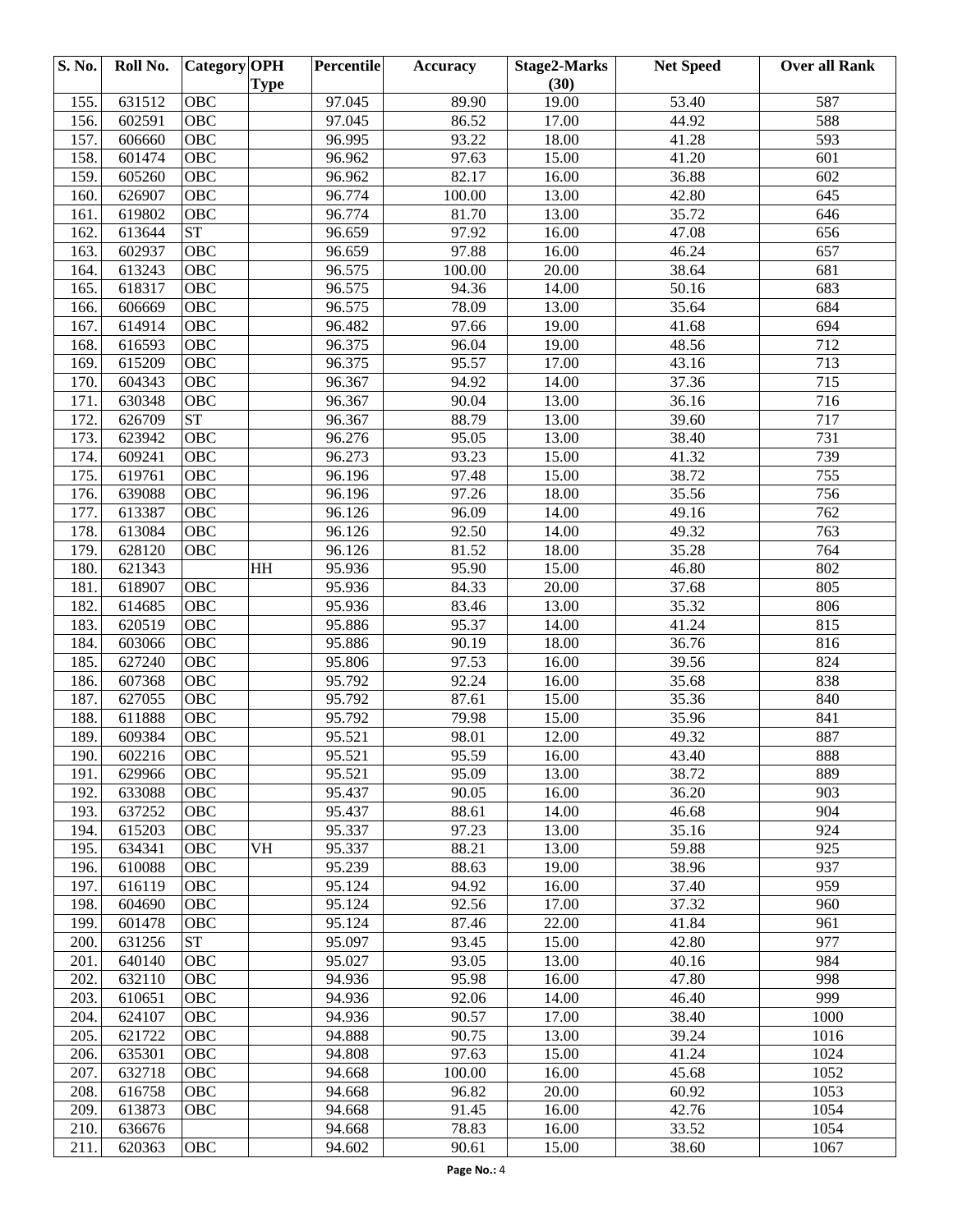| S. No. | Roll No. | Category | OPH Type | Percentile | Accuracy | Stage2-Marks (30) | Net Speed | Over all Rank |
|---|---|---|---|---|---|---|---|---|
| 155. | 631512 | OBC | | 97.045 | 89.90 | 19.00 | 53.40 | 587 |
| 156. | 602591 | OBC | | 97.045 | 86.52 | 17.00 | 44.92 | 588 |
| 157. | 606660 | OBC | | 96.995 | 93.22 | 18.00 | 41.28 | 593 |
| 158. | 601474 | OBC | | 96.962 | 97.63 | 15.00 | 41.20 | 601 |
| 159. | 605260 | OBC | | 96.962 | 82.17 | 16.00 | 36.88 | 602 |
| 160. | 626907 | OBC | | 96.774 | 100.00 | 13.00 | 42.80 | 645 |
| 161. | 619802 | OBC | | 96.774 | 81.70 | 13.00 | 35.72 | 646 |
| 162. | 613644 | ST | | 96.659 | 97.92 | 16.00 | 47.08 | 656 |
| 163. | 602937 | OBC | | 96.659 | 97.88 | 16.00 | 46.24 | 657 |
| 164. | 613243 | OBC | | 96.575 | 100.00 | 20.00 | 38.64 | 681 |
| 165. | 618317 | OBC | | 96.575 | 94.36 | 14.00 | 50.16 | 683 |
| 166. | 606669 | OBC | | 96.575 | 78.09 | 13.00 | 35.64 | 684 |
| 167. | 614914 | OBC | | 96.482 | 97.66 | 19.00 | 41.68 | 694 |
| 168. | 616593 | OBC | | 96.375 | 96.04 | 19.00 | 48.56 | 712 |
| 169. | 615209 | OBC | | 96.375 | 95.57 | 17.00 | 43.16 | 713 |
| 170. | 604343 | OBC | | 96.367 | 94.92 | 14.00 | 37.36 | 715 |
| 171. | 630348 | OBC | | 96.367 | 90.04 | 13.00 | 36.16 | 716 |
| 172. | 626709 | ST | | 96.367 | 88.79 | 13.00 | 39.60 | 717 |
| 173. | 623942 | OBC | | 96.276 | 95.05 | 13.00 | 38.40 | 731 |
| 174. | 609241 | OBC | | 96.273 | 93.23 | 15.00 | 41.32 | 739 |
| 175. | 619761 | OBC | | 96.196 | 97.48 | 15.00 | 38.72 | 755 |
| 176. | 639088 | OBC | | 96.196 | 97.26 | 18.00 | 35.56 | 756 |
| 177. | 613387 | OBC | | 96.126 | 96.09 | 14.00 | 49.16 | 762 |
| 178. | 613084 | OBC | | 96.126 | 92.50 | 14.00 | 49.32 | 763 |
| 179. | 628120 | OBC | | 96.126 | 81.52 | 18.00 | 35.28 | 764 |
| 180. | 621343 | | HH | 95.936 | 95.90 | 15.00 | 46.80 | 802 |
| 181. | 618907 | OBC | | 95.936 | 84.33 | 20.00 | 37.68 | 805 |
| 182. | 614685 | OBC | | 95.936 | 83.46 | 13.00 | 35.32 | 806 |
| 183. | 620519 | OBC | | 95.886 | 95.37 | 14.00 | 41.24 | 815 |
| 184. | 603066 | OBC | | 95.886 | 90.19 | 18.00 | 36.76 | 816 |
| 185. | 627240 | OBC | | 95.806 | 97.53 | 16.00 | 39.56 | 824 |
| 186. | 607368 | OBC | | 95.792 | 92.24 | 16.00 | 35.68 | 838 |
| 187. | 627055 | OBC | | 95.792 | 87.61 | 15.00 | 35.36 | 840 |
| 188. | 611888 | OBC | | 95.792 | 79.98 | 15.00 | 35.96 | 841 |
| 189. | 609384 | OBC | | 95.521 | 98.01 | 12.00 | 49.32 | 887 |
| 190. | 602216 | OBC | | 95.521 | 95.59 | 16.00 | 43.40 | 888 |
| 191. | 629966 | OBC | | 95.521 | 95.09 | 13.00 | 38.72 | 889 |
| 192. | 633088 | OBC | | 95.437 | 90.05 | 16.00 | 36.20 | 903 |
| 193. | 637252 | OBC | | 95.437 | 88.61 | 14.00 | 46.68 | 904 |
| 194. | 615203 | OBC | | 95.337 | 97.23 | 13.00 | 35.16 | 924 |
| 195. | 634341 | OBC | VH | 95.337 | 88.21 | 13.00 | 59.88 | 925 |
| 196. | 610088 | OBC | | 95.239 | 88.63 | 19.00 | 38.96 | 937 |
| 197. | 616119 | OBC | | 95.124 | 94.92 | 16.00 | 37.40 | 959 |
| 198. | 604690 | OBC | | 95.124 | 92.56 | 17.00 | 37.32 | 960 |
| 199. | 601478 | OBC | | 95.124 | 87.46 | 22.00 | 41.84 | 961 |
| 200. | 631256 | ST | | 95.097 | 93.45 | 15.00 | 42.80 | 977 |
| 201. | 640140 | OBC | | 95.027 | 93.05 | 13.00 | 40.16 | 984 |
| 202. | 632110 | OBC | | 94.936 | 95.98 | 16.00 | 47.80 | 998 |
| 203. | 610651 | OBC | | 94.936 | 92.06 | 14.00 | 46.40 | 999 |
| 204. | 624107 | OBC | | 94.936 | 90.57 | 17.00 | 38.40 | 1000 |
| 205. | 621722 | OBC | | 94.888 | 90.75 | 13.00 | 39.24 | 1016 |
| 206. | 635301 | OBC | | 94.808 | 97.63 | 15.00 | 41.24 | 1024 |
| 207. | 632718 | OBC | | 94.668 | 100.00 | 16.00 | 45.68 | 1052 |
| 208. | 616758 | OBC | | 94.668 | 96.82 | 20.00 | 60.92 | 1053 |
| 209. | 613873 | OBC | | 94.668 | 91.45 | 16.00 | 42.76 | 1054 |
| 210. | 636676 | | | 94.668 | 78.83 | 16.00 | 33.52 | 1054 |
| 211. | 620363 | OBC | | 94.602 | 90.61 | 15.00 | 38.60 | 1067 |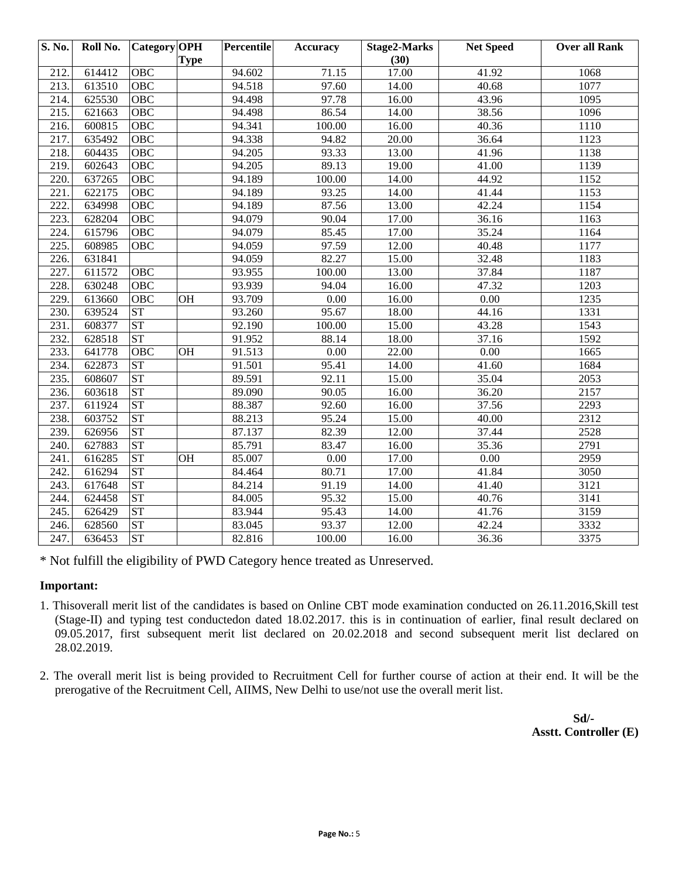| S. No. | Roll No. | Category | OPH Type | Percentile | Accuracy | Stage2-Marks (30) | Net Speed | Over all Rank |
|---|---|---|---|---|---|---|---|---|
| 212. | 614412 | OBC | | 94.602 | 71.15 | 17.00 | 41.92 | 1068 |
| 213. | 613510 | OBC | | 94.518 | 97.60 | 14.00 | 40.68 | 1077 |
| 214. | 625530 | OBC | | 94.498 | 97.78 | 16.00 | 43.96 | 1095 |
| 215. | 621663 | OBC | | 94.498 | 86.54 | 14.00 | 38.56 | 1096 |
| 216. | 600815 | OBC | | 94.341 | 100.00 | 16.00 | 40.36 | 1110 |
| 217. | 635492 | OBC | | 94.338 | 94.82 | 20.00 | 36.64 | 1123 |
| 218. | 604435 | OBC | | 94.205 | 93.33 | 13.00 | 41.96 | 1138 |
| 219. | 602643 | OBC | | 94.205 | 89.13 | 19.00 | 41.00 | 1139 |
| 220. | 637265 | OBC | | 94.189 | 100.00 | 14.00 | 44.92 | 1152 |
| 221. | 622175 | OBC | | 94.189 | 93.25 | 14.00 | 41.44 | 1153 |
| 222. | 634998 | OBC | | 94.189 | 87.56 | 13.00 | 42.24 | 1154 |
| 223. | 628204 | OBC | | 94.079 | 90.04 | 17.00 | 36.16 | 1163 |
| 224. | 615796 | OBC | | 94.079 | 85.45 | 17.00 | 35.24 | 1164 |
| 225. | 608985 | OBC | | 94.059 | 97.59 | 12.00 | 40.48 | 1177 |
| 226. | 631841 | | | 94.059 | 82.27 | 15.00 | 32.48 | 1183 |
| 227. | 611572 | OBC | | 93.955 | 100.00 | 13.00 | 37.84 | 1187 |
| 228. | 630248 | OBC | | 93.939 | 94.04 | 16.00 | 47.32 | 1203 |
| 229. | 613660 | OBC | OH | 93.709 | 0.00 | 16.00 | 0.00 | 1235 |
| 230. | 639524 | ST | | 93.260 | 95.67 | 18.00 | 44.16 | 1331 |
| 231. | 608377 | ST | | 92.190 | 100.00 | 15.00 | 43.28 | 1543 |
| 232. | 628518 | ST | | 91.952 | 88.14 | 18.00 | 37.16 | 1592 |
| 233. | 641778 | OBC | OH | 91.513 | 0.00 | 22.00 | 0.00 | 1665 |
| 234. | 622873 | ST | | 91.501 | 95.41 | 14.00 | 41.60 | 1684 |
| 235. | 608607 | ST | | 89.591 | 92.11 | 15.00 | 35.04 | 2053 |
| 236. | 603618 | ST | | 89.090 | 90.05 | 16.00 | 36.20 | 2157 |
| 237. | 611924 | ST | | 88.387 | 92.60 | 16.00 | 37.56 | 2293 |
| 238. | 603752 | ST | | 88.213 | 95.24 | 15.00 | 40.00 | 2312 |
| 239. | 626956 | ST | | 87.137 | 82.39 | 12.00 | 37.44 | 2528 |
| 240. | 627883 | ST | | 85.791 | 83.47 | 16.00 | 35.36 | 2791 |
| 241. | 616285 | ST | OH | 85.007 | 0.00 | 17.00 | 0.00 | 2959 |
| 242. | 616294 | ST | | 84.464 | 80.71 | 17.00 | 41.84 | 3050 |
| 243. | 617648 | ST | | 84.214 | 91.19 | 14.00 | 41.40 | 3121 |
| 244. | 624458 | ST | | 84.005 | 95.32 | 15.00 | 40.76 | 3141 |
| 245. | 626429 | ST | | 83.944 | 95.43 | 14.00 | 41.76 | 3159 |
| 246. | 628560 | ST | | 83.045 | 93.37 | 12.00 | 42.24 | 3332 |
| 247. | 636453 | ST | | 82.816 | 100.00 | 16.00 | 36.36 | 3375 |

* Not fulfill the eligibility of PWD Category hence treated as Unreserved.

**Important:**

1. Thisoverall merit list of the candidates is based on Online CBT mode examination conducted on 26.11.2016,Skill test (Stage-II) and typing test conductedon dated 18.02.2017. this is in continuation of earlier, final result declared on 09.05.2017, first subsequent merit list declared on 20.02.2018 and second subsequent merit list declared on 28.02.2019.

2. The overall merit list is being provided to Recruitment Cell for further course of action at their end. It will be the prerogative of the Recruitment Cell, AIIMS, New Delhi to use/not use the overall merit list.

**Sd/-**
**Asstt. Controller (E)**